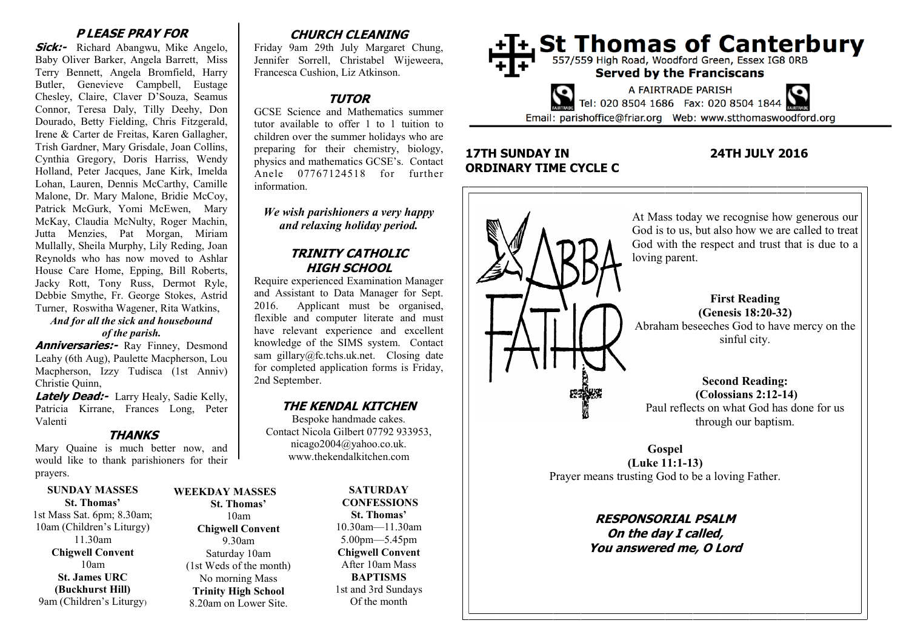## PLEASE PRAY FOR

***Sick:-*** Richard Abangwu, Mike Angelo, Baby Oliver Barker, Angela Barrett, Miss Terry Bennett, Angela Bromfield, Harry Butler, Genevieve Campbell, Eustage Chesley, Claire, Claver D'Souza, Seamus Connor, Teresa Daly, Tilly Deehy, Don Dourado, Betty Fielding, Chris Fitzgerald, Irene & Carter de Freitas, Karen Gallagher, Trish Gardner, Mary Grisdale, Joan Collins, Cynthia Gregory, Doris Harriss, Wendy Holland, Peter Jacques, Jane Kirk, Imelda Lohan, Lauren, Dennis McCarthy, Camille Malone, Dr. Mary Malone, Bridie McCoy, Patrick McGurk, Yomi McEwen, Mary McKay, Claudia McNulty, Roger Machin, Jutta Menzies, Pat Morgan, Miriam Mullally, Sheila Murphy, Lily Reding, Joan Reynolds who has now moved to Ashlar House Care Home, Epping, Bill Roberts, Jacky Rott, Tony Russ, Dermot Ryle, Debbie Smythe, Fr. George Stokes, Astrid Turner, Roswitha Wagener, Rita Watkins,

*And for all the sick and housebound of the parish.*

***Anniversaries:-*** Ray Finney, Desmond Leahy (6th Aug), Paulette Macpherson, Lou Macpherson, Izzy Tudisca (1st Anniv) Christie Quinn,

***Lately Dead:-*** Larry Healy, Sadie Kelly, Patricia Kirrane, Frances Long, Peter Valenti

## THANKS

Mary Quaine is much better now, and would like to thank parishioners for their prayers.

## CHURCH CLEANING

Friday 9am 29th July Margaret Chung, Jennifer Sorrell, Christabel Wijeweera, Francesca Cushion, Liz Atkinson.

## TUTOR

GCSE Science and Mathematics summer tutor available to offer 1 to 1 tuition to children over the summer holidays who are preparing for their chemistry, biology, physics and mathematics GCSE's. Contact Anele 07767124518 for further information.

***We wish parishioners a very happy and relaxing holiday period.***

## TRINITY CATHOLIC HIGH SCHOOL

Require experienced Examination Manager and Assistant to Data Manager for Sept. 2016. Applicant must be organised, flexible and computer literate and must have relevant experience and excellent knowledge of the SIMS system. Contact sam gillary@fc.tchs.uk.net. Closing date for completed application forms is Friday, 2nd September.

## THE KENDAL KITCHEN

Bespoke handmade cakes.
Contact Nicola Gilbert 07792 933953, nicago2004@yahoo.co.uk.
www.thekendalkitchen.com

**SUNDAY MASSES**
**St. Thomas'**
1st Mass Sat. 6pm; 8.30am; 10am (Children's Liturgy) 11.30am
**Chigwell Convent**
10am
**St. James URC (Buckhurst Hill)**
9am (Children's Liturgy)

**WEEKDAY MASSES**
**St. Thomas'**
10am
**Chigwell Convent**
9.30am
Saturday 10am
(1st Weds of the month)
No morning Mass
**Trinity High School**
8.20am on Lower Site.

**SATURDAY CONFESSIONS**
**St. Thomas'**
10.30am—11.30am
5.00pm—5.45pm
**Chigwell Convent**
After 10am Mass
**BAPTISMS**
1st and 3rd Sundays
Of the month

# St Thomas of Canterbury

557/559 High Road, Woodford Green, Essex IG8 0RB

**Served by the Franciscans**

A FAIRTRADE PARISH

Tel: 020 8504 1686 Fax: 020 8504 1844

Email: parishoffice@friar.org Web: www.stthomaswoodford.org

**17TH SUNDAY IN ORDINARY TIME CYCLE C** **24TH JULY 2016**

ABBA FATHER

At Mass today we recognise how generous our God is to us, but also how we are called to treat God with the respect and trust that is due to a loving parent.

**First Reading**
**(Genesis 18:20-32)**
Abraham beseeches God to have mercy on the sinful city.

**Second Reading:**
**(Colossians 2:12-14)**
Paul reflects on what God has done for us through our baptism.

**Gospel**
**(Luke 11:1-13)**
Prayer means trusting God to be a loving Father.

***RESPONSORIAL PSALM***
***On the day I called,***
***You answered me, O Lord***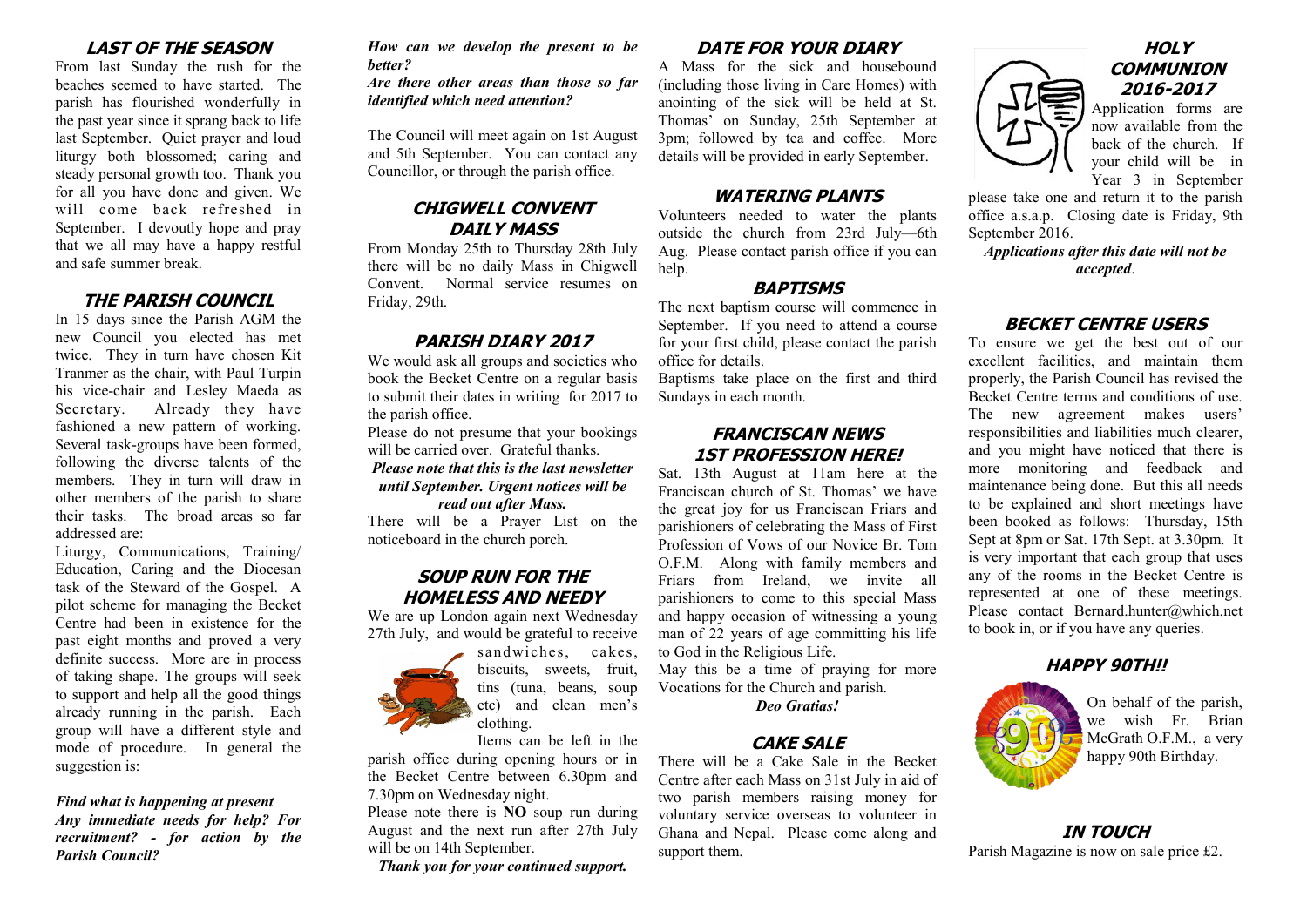## LAST OF THE SEASON

From last Sunday the rush for the beaches seemed to have started. The parish has flourished wonderfully in the past year since it sprang back to life last September. Quiet prayer and loud liturgy both blossomed; caring and steady personal growth too. Thank you for all you have done and given. We will come back refreshed in September. I devoutly hope and pray that we all may have a happy restful and safe summer break.

## THE PARISH COUNCIL

In 15 days since the Parish AGM the new Council you elected has met twice. They in turn have chosen Kit Tranmer as the chair, with Paul Turpin his vice-chair and Lesley Maeda as Secretary. Already they have fashioned a new pattern of working. Several task-groups have been formed, following the diverse talents of the members. They in turn will draw in other members of the parish to share their tasks. The broad areas so far addressed are:

Liturgy, Communications, Training/ Education, Caring and the Diocesan task of the Steward of the Gospel. A pilot scheme for managing the Becket Centre had been in existence for the past eight months and proved a very definite success. More are in process of taking shape. The groups will seek to support and help all the good things already running in the parish. Each group will have a different style and mode of procedure. In general the suggestion is:

***Find what is happening at present***
***Any immediate needs for help? For recruitment? - for action by the Parish Council?***
***How can we develop the present to be better?***
***Are there other areas than those so far identified which need attention?***

The Council will meet again on 1st August and 5th September. You can contact any Councillor, or through the parish office.

## CHIGWELL CONVENT DAILY MASS

From Monday 25th to Thursday 28th July there will be no daily Mass in Chigwell Convent. Normal service resumes on Friday, 29th.

## PARISH DIARY 2017

We would ask all groups and societies who book the Becket Centre on a regular basis to submit their dates in writing for 2017 to the parish office.

Please do not presume that your bookings will be carried over. Grateful thanks.

***Please note that this is the last newsletter until September. Urgent notices will be read out after Mass.***

There will be a Prayer List on the noticeboard in the church porch.

## SOUP RUN FOR THE HOMELESS AND NEEDY

We are up London again next Wednesday 27th July, and would be grateful to receive sandwiches, cakes, biscuits, sweets, fruit, tins (tuna, beans, soup etc) and clean men's clothing.

Items can be left in the parish office during opening hours or in the Becket Centre between 6.30pm and 7.30pm on Wednesday night.

Please note there is **NO** soup run during August and the next run after 27th July will be on 14th September.

***Thank you for your continued support.***

## DATE FOR YOUR DIARY

A Mass for the sick and housebound (including those living in Care Homes) with anointing of the sick will be held at St. Thomas' on Sunday, 25th September at 3pm; followed by tea and coffee. More details will be provided in early September.

## WATERING PLANTS

Volunteers needed to water the plants outside the church from 23rd July—6th Aug. Please contact parish office if you can help.

## BAPTISMS

The next baptism course will commence in September. If you need to attend a course for your first child, please contact the parish office for details.

Baptisms take place on the first and third Sundays in each month.

## FRANCISCAN NEWS 1ST PROFESSION HERE!

Sat. 13th August at 11am here at the Franciscan church of St. Thomas' we have the great joy for us Franciscan Friars and parishioners of celebrating the Mass of First Profession of Vows of our Novice Br. Tom O.F.M. Along with family members and Friars from Ireland, we invite all parishioners to come to this special Mass and happy occasion of witnessing a young man of 22 years of age committing his life to God in the Religious Life.

May this be a time of praying for more Vocations for the Church and parish.

***Deo Gratias!***

## CAKE SALE

There will be a Cake Sale in the Becket Centre after each Mass on 31st July in aid of two parish members raising money for voluntary service overseas to volunteer in Ghana and Nepal. Please come along and support them.

## HOLY COMMUNION 2016-2017

Application forms are now available from the back of the church. If your child will be in Year 3 in September please take one and return it to the parish office a.s.a.p. Closing date is Friday, 9th September 2016.

***Applications after this date will not be accepted*.**

## BECKET CENTRE USERS

To ensure we get the best out of our excellent facilities, and maintain them properly, the Parish Council has revised the Becket Centre terms and conditions of use. The new agreement makes users' responsibilities and liabilities much clearer, and you might have noticed that there is more monitoring and feedback and maintenance being done. But this all needs to be explained and short meetings have been booked as follows: Thursday, 15th Sept at 8pm or Sat. 17th Sept. at 3.30pm. It is very important that each group that uses any of the rooms in the Becket Centre is represented at one of these meetings. Please contact Bernard.hunter@which.net to book in, or if you have any queries.

## HAPPY 90TH!!

On behalf of the parish, we wish Fr. Brian McGrath O.F.M., a very happy 90th Birthday.

## IN TOUCH

Parish Magazine is now on sale price £2.